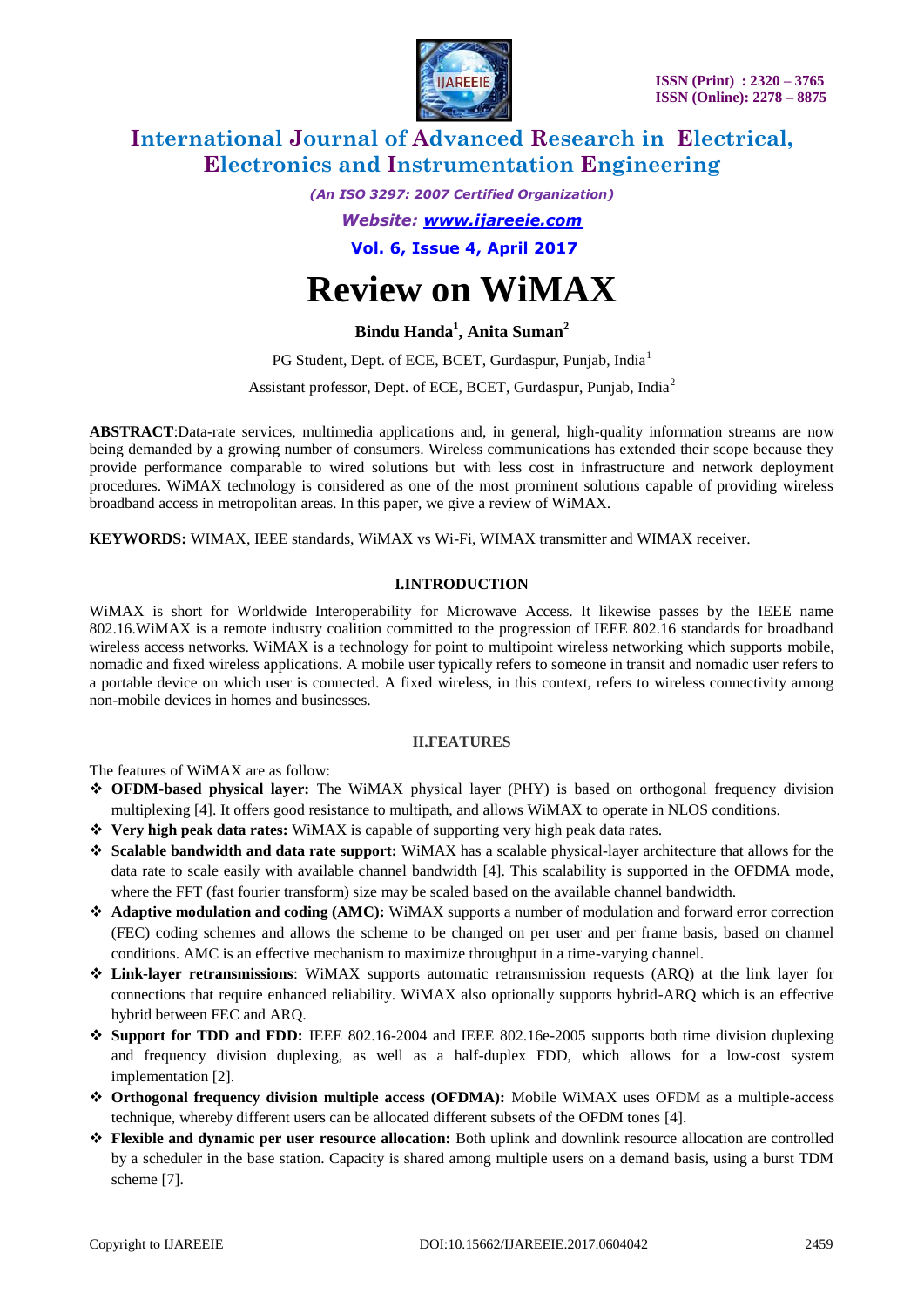# International Journal of Advanced Research in Electrical, Electronics and Instrumentation Engineering

*(An ISO 3297: 2007 Certified Organization)*

*Website: www.ijareeie.com*

# Review on WiMAX

**Bindu Handa[1], Anita Suman[2]**

PG Student, Dept. of ECE, BCET, Gurdaspur, Punjab, India[1]

Assistant professor, Dept. of ECE, BCET, Gurdaspur, Punjab, India[2]

**ABSTRACT**:Data-rate services, multimedia applications and, in general, high-quality information streams are now being demanded by a growing number of consumers. Wireless communications has extended their scope because they provide performance comparable to wired solutions but with less cost in infrastructure and network deployment procedures. WiMAX technology is considered as one of the most prominent solutions capable of providing wireless broadband access in metropolitan areas. In this paper, we give a review of WiMAX.

**KEYWORDS:** WIMAX, IEEE standards, WiMAX vs Wi-Fi, WIMAX transmitter and WIMAX receiver.

## I.INTRODUCTION

WiMAX is short for Worldwide Interoperability for Microwave Access. It likewise passes by the IEEE name 802.16.WiMAX is a remote industry coalition committed to the progression of IEEE 802.16 standards for broadband wireless access networks. WiMAX is a technology for point to multipoint wireless networking which supports mobile, nomadic and fixed wireless applications. A mobile user typically refers to someone in transit and nomadic user refers to a portable device on which user is connected. A fixed wireless, in this context, refers to wireless connectivity among non-mobile devices in homes and businesses.

## II.FEATURES

The features of WiMAX are as follow:

- **OFDM-based physical layer:** The WiMAX physical layer (PHY) is based on orthogonal frequency division multiplexing [4]. It offers good resistance to multipath, and allows WiMAX to operate in NLOS conditions.
- **Very high peak data rates:** WiMAX is capable of supporting very high peak data rates.
- **Scalable bandwidth and data rate support:** WiMAX has a scalable physical-layer architecture that allows for the data rate to scale easily with available channel bandwidth [4]. This scalability is supported in the OFDMA mode, where the FFT (fast fourier transform) size may be scaled based on the available channel bandwidth.
- **Adaptive modulation and coding (AMC):** WiMAX supports a number of modulation and forward error correction (FEC) coding schemes and allows the scheme to be changed on per user and per frame basis, based on channel conditions. AMC is an effective mechanism to maximize throughput in a time-varying channel.
- **Link-layer retransmissions**: WiMAX supports automatic retransmission requests (ARQ) at the link layer for connections that require enhanced reliability. WiMAX also optionally supports hybrid-ARQ which is an effective hybrid between FEC and ARQ.
- **Support for TDD and FDD:** IEEE 802.16-2004 and IEEE 802.16e-2005 supports both time division duplexing and frequency division duplexing, as well as a half-duplex FDD, which allows for a low-cost system implementation [2].
- **Orthogonal frequency division multiple access (OFDMA):** Mobile WiMAX uses OFDM as a multiple-access technique, whereby different users can be allocated different subsets of the OFDM tones [4].
- **Flexible and dynamic per user resource allocation:** Both uplink and downlink resource allocation are controlled by a scheduler in the base station. Capacity is shared among multiple users on a demand basis, using a burst TDM scheme [7].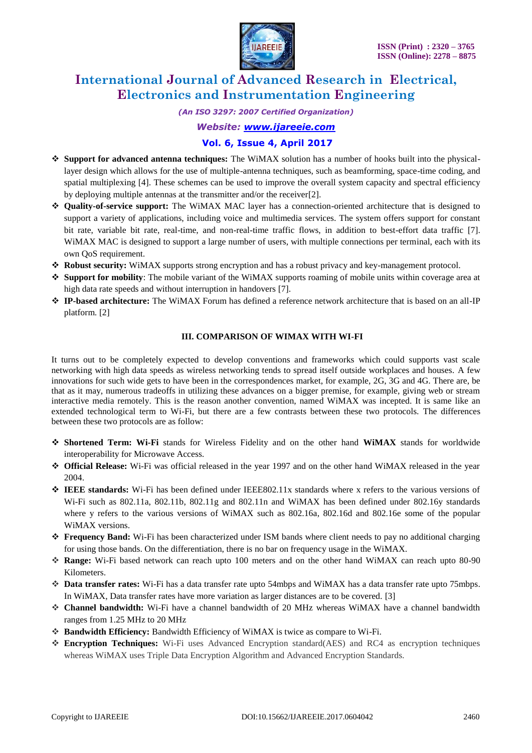- **Support for advanced antenna techniques:** The WiMAX solution has a number of hooks built into the physical-layer design which allows for the use of multiple-antenna techniques, such as beamforming, space-time coding, and spatial multiplexing [4]. These schemes can be used to improve the overall system capacity and spectral efficiency by deploying multiple antennas at the transmitter and/or the receiver[2].
- **Quality-of-service support:** The WiMAX MAC layer has a connection-oriented architecture that is designed to support a variety of applications, including voice and multimedia services. The system offers support for constant bit rate, variable bit rate, real-time, and non-real-time traffic flows, in addition to best-effort data traffic [7]. WiMAX MAC is designed to support a large number of users, with multiple connections per terminal, each with its own QoS requirement.
- **Robust security:** WiMAX supports strong encryption and has a robust privacy and key-management protocol.
- **Support for mobility**: The mobile variant of the WiMAX supports roaming of mobile units within coverage area at high data rate speeds and without interruption in handovers [7].
- **IP-based architecture:** The WiMAX Forum has defined a reference network architecture that is based on an all-IP platform. [2]

## III. COMPARISON OF WIMAX WITH WI-FI

It turns out to be completely expected to develop conventions and frameworks which could supports vast scale networking with high data speeds as wireless networking tends to spread itself outside workplaces and houses. A few innovations for such wide gets to have been in the correspondences market, for example, 2G, 3G and 4G. There are, be that as it may, numerous tradeoffs in utilizing these advances on a bigger premise, for example, giving web or stream interactive media remotely. This is the reason another convention, named WiMAX was incepted. It is same like an extended technological term to Wi-Fi, but there are a few contrasts between these two protocols. The differences between these two protocols are as follow:

- **Shortened Term: Wi-Fi** stands for Wireless Fidelity and on the other hand **WiMAX** stands for worldwide interoperability for Microwave Access.
- **Official Release:** Wi-Fi was official released in the year 1997 and on the other hand WiMAX released in the year 2004.
- **IEEE standards:** Wi-Fi has been defined under IEEE802.11x standards where x refers to the various versions of Wi-Fi such as 802.11a, 802.11b, 802.11g and 802.11n and WiMAX has been defined under 802.16y standards where y refers to the various versions of WiMAX such as 802.16a, 802.16d and 802.16e some of the popular WiMAX versions.
- **Frequency Band:** Wi-Fi has been characterized under ISM bands where client needs to pay no additional charging for using those bands. On the differentiation, there is no bar on frequency usage in the WiMAX.
- **Range:** Wi-Fi based network can reach upto 100 meters and on the other hand WiMAX can reach upto 80-90 Kilometers.
- **Data transfer rates:** Wi-Fi has a data transfer rate upto 54mbps and WiMAX has a data transfer rate upto 75mbps. In WiMAX, Data transfer rates have more variation as larger distances are to be covered. [3]
- **Channel bandwidth:** Wi-Fi have a channel bandwidth of 20 MHz whereas WiMAX have a channel bandwidth ranges from 1.25 MHz to 20 MHz
- **Bandwidth Efficiency:** Bandwidth Efficiency of WiMAX is twice as compare to Wi-Fi.
- **Encryption Techniques:** Wi-Fi uses Advanced Encryption standard(AES) and RC4 as encryption techniques whereas WiMAX uses Triple Data Encryption Algorithm and Advanced Encryption Standards.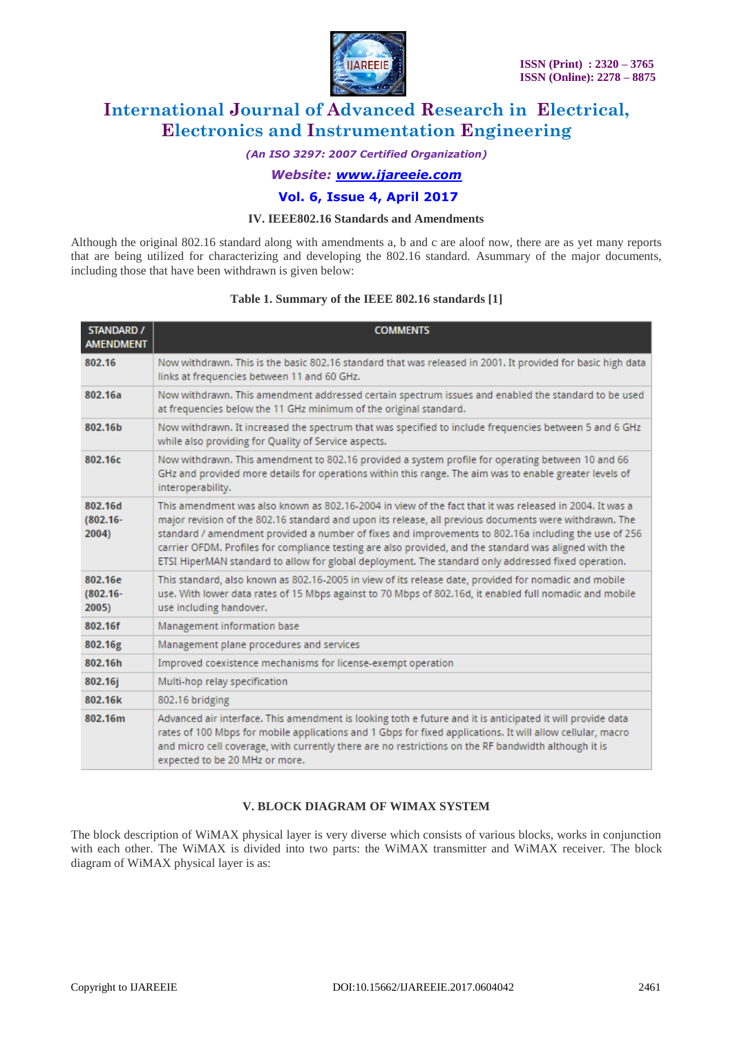## IV. IEEE802.16 Standards and Amendments

Although the original 802.16 standard along with amendments a, b and c are aloof now, there are as yet many reports that are being utilized for characterizing and developing the 802.16 standard. Asummary of the major documents, including those that have been withdrawn is given below:

**Table 1. Summary of the IEEE 802.16 standards [1]**

| STANDARD / AMENDMENT | COMMENTS |
|---|---|
| **802.16** | Now withdrawn. This is the basic 802.16 standard that was released in 2001. It provided for basic high data links at frequencies between 11 and 60 GHz. |
| **802.16a** | Now withdrawn. This amendment addressed certain spectrum issues and enabled the standard to be used at frequencies below the 11 GHz minimum of the original standard. |
| **802.16b** | Now withdrawn. It increased the spectrum that was specified to include frequencies between 5 and 6 GHz while also providing for Quality of Service aspects. |
| **802.16c** | Now withdrawn. This amendment to 802.16 provided a system profile for operating between 10 and 66 GHz and provided more details for operations within this range. The aim was to enable greater levels of interoperability. |
| **802.16d (802.16-2004)** | This amendment was also known as 802.16-2004 in view of the fact that it was released in 2004. It was a major revision of the 802.16 standard and upon its release, all previous documents were withdrawn. The standard / amendment provided a number of fixes and improvements to 802.16a including the use of 256 carrier OFDM. Profiles for compliance testing are also provided, and the standard was aligned with the ETSI HiperMAN standard to allow for global deployment. The standard only addressed fixed operation. |
| **802.16e (802.16-2005)** | This standard, also known as 802.16-2005 in view of its release date, provided for nomadic and mobile use. With lower data rates of 15 Mbps against to 70 Mbps of 802.16d, it enabled full nomadic and mobile use including handover. |
| **802.16f** | Management information base |
| **802.16g** | Management plane procedures and services |
| **802.16h** | Improved coexistence mechanisms for license-exempt operation |
| **802.16j** | Multi-hop relay specification |
| **802.16k** | 802.16 bridging |
| **802.16m** | Advanced air interface. This amendment is looking toth e future and it is anticipated it will provide data rates of 100 Mbps for mobile applications and 1 Gbps for fixed applications. It will allow cellular, macro and micro cell coverage, with currently there are no restrictions on the RF bandwidth although it is expected to be 20 MHz or more. |

## V. BLOCK DIAGRAM OF WIMAX SYSTEM

The block description of WiMAX physical layer is very diverse which consists of various blocks, works in conjunction with each other. The WiMAX is divided into two parts: the WiMAX transmitter and WiMAX receiver. The block diagram of WiMAX physical layer is as: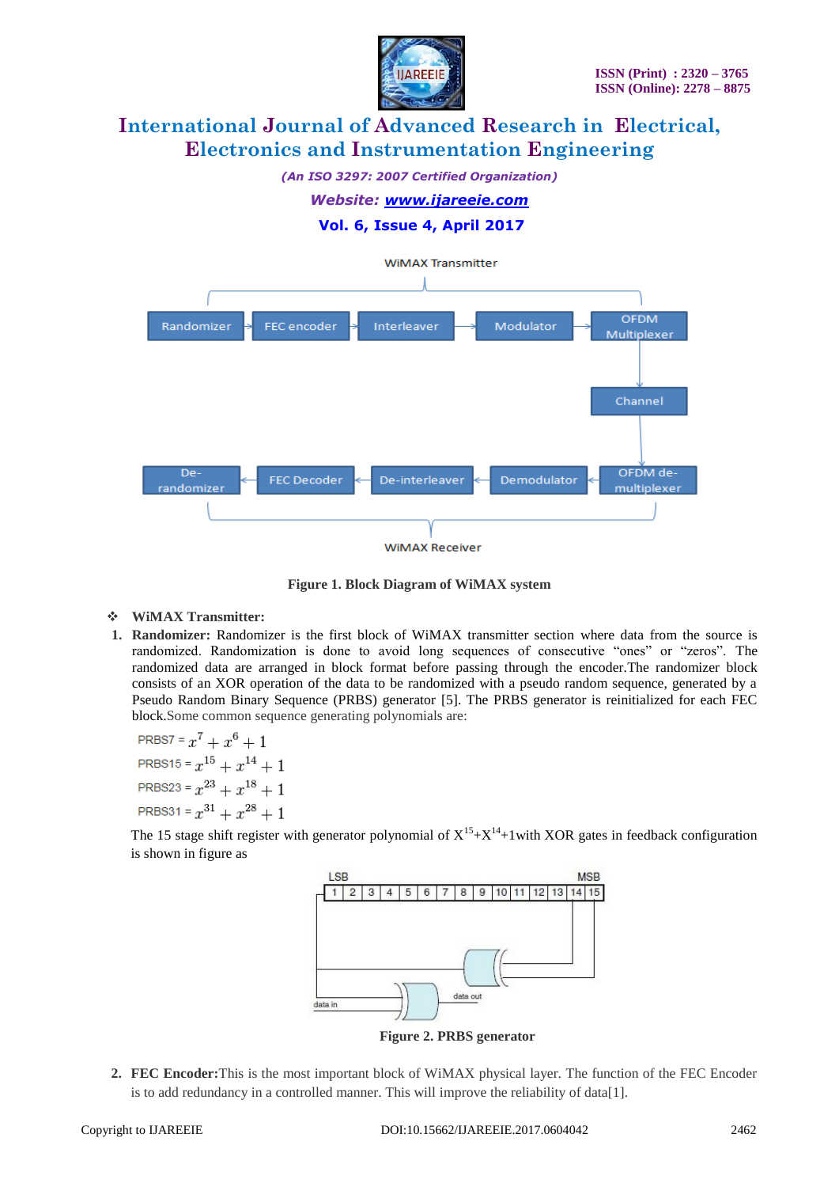WiMAX Transmitter

Randomizer → FEC encoder → Interleaver → Modulator → OFDM Multiplexer → Channel → OFDM de-multiplexer → Demodulator → De-interleaver → FEC Decoder → De-randomizer

WiMAX Receiver

**Figure 1. Block Diagram of WiMAX system**

❖ **WiMAX Transmitter:**

1. **Randomizer:** Randomizer is the first block of WiMAX transmitter section where data from the source is randomized. Randomization is done to avoid long sequences of consecutive "ones" or "zeros". The randomized data are arranged in block format before passing through the encoder.The randomizer block consists of an XOR operation of the data to be randomized with a pseudo random sequence, generated by a Pseudo Random Binary Sequence (PRBS) generator [5]. The PRBS generator is reinitialized for each FEC block.Some common sequence generating polynomials are:

   PRBS7 = $x^7 + x^6 + 1$

   PRBS15 = $x^{15} + x^{14} + 1$

   PRBS23 = $x^{23} + x^{18} + 1$

   PRBS31 = $x^{31} + x^{28} + 1$

   The 15 stage shift register with generator polynomial of $X^{15}+X^{14}+1$with XOR gates in feedback configuration is shown in figure as

   LSB | 1 | 2 | 3 | 4 | 5 | 6 | 7 | 8 | 9 | 10 | 11 | 12 | 13 | 14 | 15 | MSB

   data in — data out

   **Figure 2. PRBS generator**

2. **FEC Encoder:**This is the most important block of WiMAX physical layer. The function of the FEC Encoder is to add redundancy in a controlled manner. This will improve the reliability of data[1].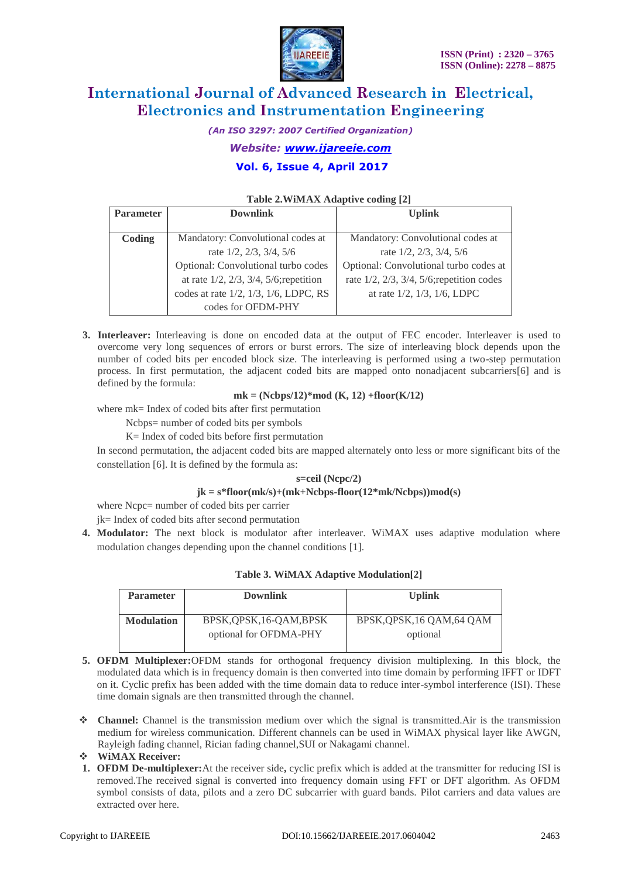**Table 2.WiMAX Adaptive coding [2]**

| Parameter | Downlink | Uplink |
|---|---|---|
| **Coding** | Mandatory: Convolutional codes at rate 1/2, 2/3, 3/4, 5/6 Optional: Convolutional turbo codes at rate 1/2, 2/3, 3/4, 5/6;repetition codes at rate 1/2, 1/3, 1/6, LDPC, RS codes for OFDM-PHY | Mandatory: Convolutional codes at rate 1/2, 2/3, 3/4, 5/6 Optional: Convolutional turbo codes at rate 1/2, 2/3, 3/4, 5/6;repetition codes at rate 1/2, 1/3, 1/6, LDPC |

3. **Interleaver:** Interleaving is done on encoded data at the output of FEC encoder. Interleaver is used to overcome very long sequences of errors or burst errors. The size of interleaving block depends upon the number of coded bits per encoded block size. The interleaving is performed using a two-step permutation process. In first permutation, the adjacent coded bits are mapped onto nonadjacent subcarriers[6] and is defined by the formula:

$$mk = (Ncbps/12)*\text{mod}(K, 12) + \text{floor}(K/12)$$

where mk= Index of coded bits after first permutation

Ncbps= number of coded bits per symbols

K= Index of coded bits before first permutation

In second permutation, the adjacent coded bits are mapped alternately onto less or more significant bits of the constellation [6]. It is defined by the formula as:

$$s=\text{ceil}(Ncpc/2)$$

$$jk = s*\text{floor}(mk/s)+(mk+Ncbps-\text{floor}(12*mk/Ncbps))\text{mod}(s)$$

where Ncpc= number of coded bits per carrier

jk= Index of coded bits after second permutation

4. **Modulator:** The next block is modulator after interleaver. WiMAX uses adaptive modulation where modulation changes depending upon the channel conditions [1].

**Table 3. WiMAX Adaptive Modulation[2]**

| Parameter | Downlink | Uplink |
|---|---|---|
| **Modulation** | BPSK,QPSK,16-QAM,BPSK optional for OFDMA-PHY | BPSK,QPSK,16 QAM,64 QAM optional |

5. **OFDM Multiplexer:** OFDM stands for orthogonal frequency division multiplexing. In this block, the modulated data which is in frequency domain is then converted into time domain by performing IFFT or IDFT on it. Cyclic prefix has been added with the time domain data to reduce inter-symbol interference (ISI). These time domain signals are then transmitted through the channel.

- **Channel:** Channel is the transmission medium over which the signal is transmitted.Air is the transmission medium for wireless communication. Different channels can be used in WiMAX physical layer like AWGN, Rayleigh fading channel, Rician fading channel,SUI or Nakagami channel.
- **WiMAX Receiver:**

1. **OFDM De-multiplexer:** At the receiver side**,** cyclic prefix which is added at the transmitter for reducing ISI is removed.The received signal is converted into frequency domain using FFT or DFT algorithm. As OFDM symbol consists of data, pilots and a zero DC subcarrier with guard bands. Pilot carriers and data values are extracted over here.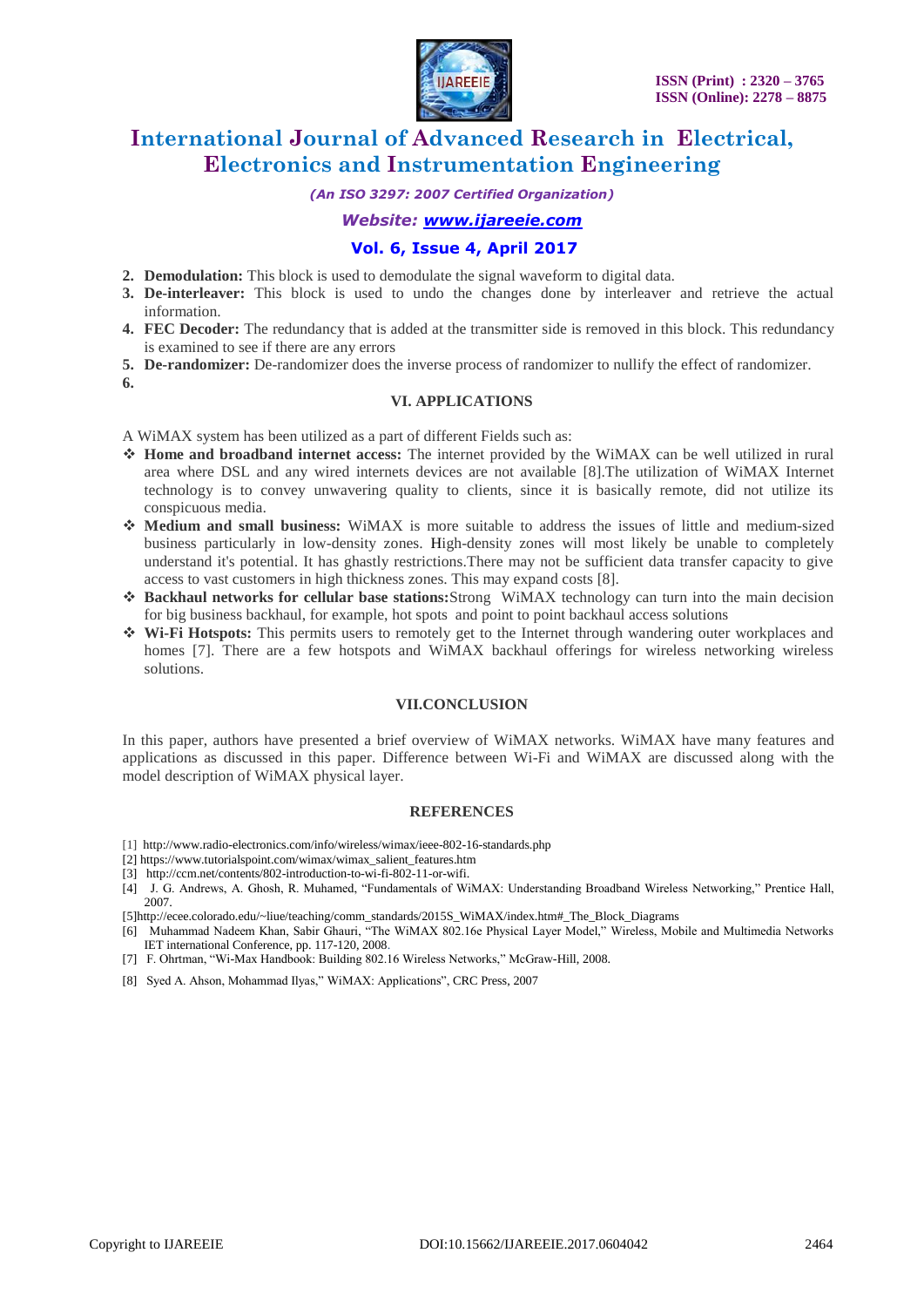2. **Demodulation:** This block is used to demodulate the signal waveform to digital data.
3. **De-interleaver:** This block is used to undo the changes done by interleaver and retrieve the actual information.
4. **FEC Decoder:** The redundancy that is added at the transmitter side is removed in this block. This redundancy is examined to see if there are any errors
5. **De-randomizer:** De-randomizer does the inverse process of randomizer to nullify the effect of randomizer.
6.

## VI. APPLICATIONS

A WiMAX system has been utilized as a part of different Fields such as:

- **Home and broadband internet access:** The internet provided by the WiMAX can be well utilized in rural area where DSL and any wired internets devices are not available [8].The utilization of WiMAX Internet technology is to convey unwavering quality to clients, since it is basically remote, did not utilize its conspicuous media.
- **Medium and small business:** WiMAX is more suitable to address the issues of little and medium-sized business particularly in low-density zones. High-density zones will most likely be unable to completely understand it's potential. It has ghastly restrictions.There may not be sufficient data transfer capacity to give access to vast customers in high thickness zones. This may expand costs [8].
- **Backhaul networks for cellular base stations:**Strong WiMAX technology can turn into the main decision for big business backhaul, for example, hot spots and point to point backhaul access solutions
- **Wi-Fi Hotspots:** This permits users to remotely get to the Internet through wandering outer workplaces and homes [7]. There are a few hotspots and WiMAX backhaul offerings for wireless networking wireless solutions.

## VII.CONCLUSION

In this paper, authors have presented a brief overview of WiMAX networks. WiMAX have many features and applications as discussed in this paper. Difference between Wi-Fi and WiMAX are discussed along with the model description of WiMAX physical layer.

## REFERENCES

[1] http://www.radio-electronics.com/info/wireless/wimax/ieee-802-16-standards.php

[2] https://www.tutorialspoint.com/wimax/wimax_salient_features.htm

[3] http://ccm.net/contents/802-introduction-to-wi-fi-802-11-or-wifi.

[4] J. G. Andrews, A. Ghosh, R. Muhamed, "Fundamentals of WiMAX: Understanding Broadband Wireless Networking," Prentice Hall, 2007.

[5]http://ecee.colorado.edu/~liue/teaching/comm_standards/2015S_WiMAX/index.htm#_The_Block_Diagrams

[6] Muhammad Nadeem Khan, Sabir Ghauri, "The WiMAX 802.16e Physical Layer Model," Wireless, Mobile and Multimedia Networks IET international Conference, pp. 117-120, 2008.

[7] F. Ohrtman, "Wi-Max Handbook: Building 802.16 Wireless Networks," McGraw-Hill, 2008.

[8] Syed A. Ahson, Mohammad Ilyas," WiMAX: Applications", CRC Press, 2007